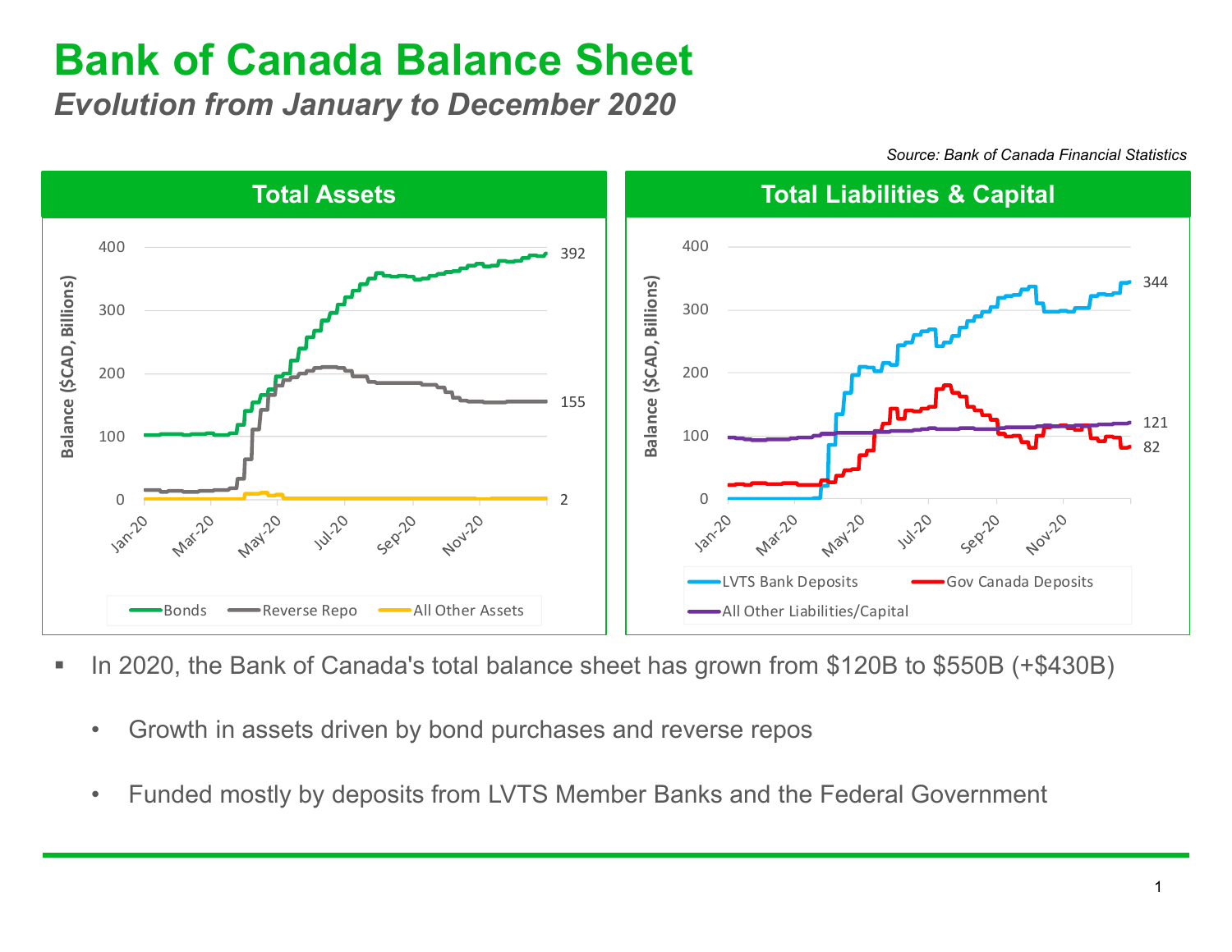# Bank of Canada Balance Sheet

*Evolution from January to December 2020*

*Source: Bank of Canada Financial Statistics*

## Total Assets

Balance ($CAD, Billions)

Bonds: 392
Reverse Repo: 155
All Other Assets: 2

Jan-20, Mar-20, May-20, Jul-20, Sep-20, Nov-20

## Total Liabilities & Capital

Balance ($CAD, Billions)

LVTS Bank Deposits: 344
Gov Canada Deposits: 82
All Other Liabilities/Capital: 121

Jan-20, Mar-20, May-20, Jul-20, Sep-20, Nov-20

- In 2020, the Bank of Canada's total balance sheet has grown from $120B to $550B (+$430B)
  - Growth in assets driven by bond purchases and reverse repos
  - Funded mostly by deposits from LVTS Member Banks and the Federal Government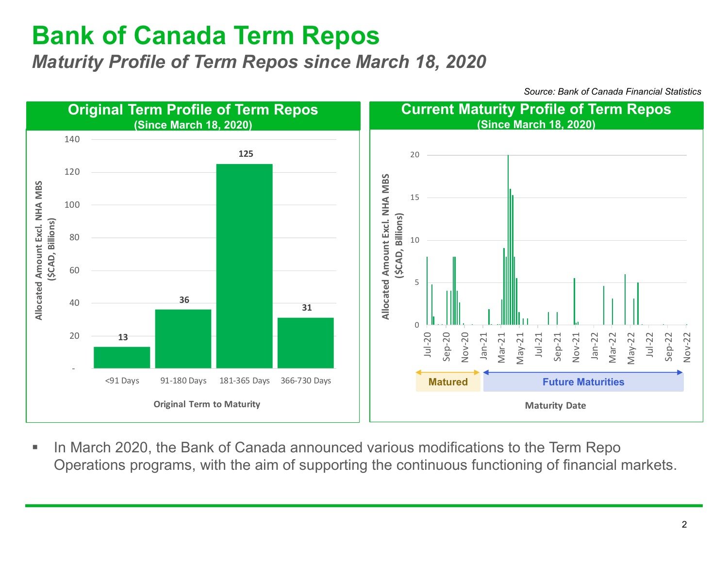# Bank of Canada Term Repos

## *Maturity Profile of Term Repos since March 18, 2020*

*Source: Bank of Canada Financial Statistics*

### Original Term Profile of Term Repos
**(Since March 18, 2020)**

| Original Term to Maturity | Allocated Amount Excl. NHA MBS ($CAD, Billions) |
|---|---|
| <91 Days | 13 |
| 91-180 Days | 36 |
| 181-365 Days | 125 |
| 366-730 Days | 31 |

### Current Maturity Profile of Term Repos
**(Since March 18, 2020)**

Allocated Amount Excl. NHA MBS ($CAD, Billions) by Maturity Date (Jul-20 to Nov-22)

Matured | Future Maturities

- In March 2020, the Bank of Canada announced various modifications to the Term Repo Operations programs, with the aim of supporting the continuous functioning of financial markets.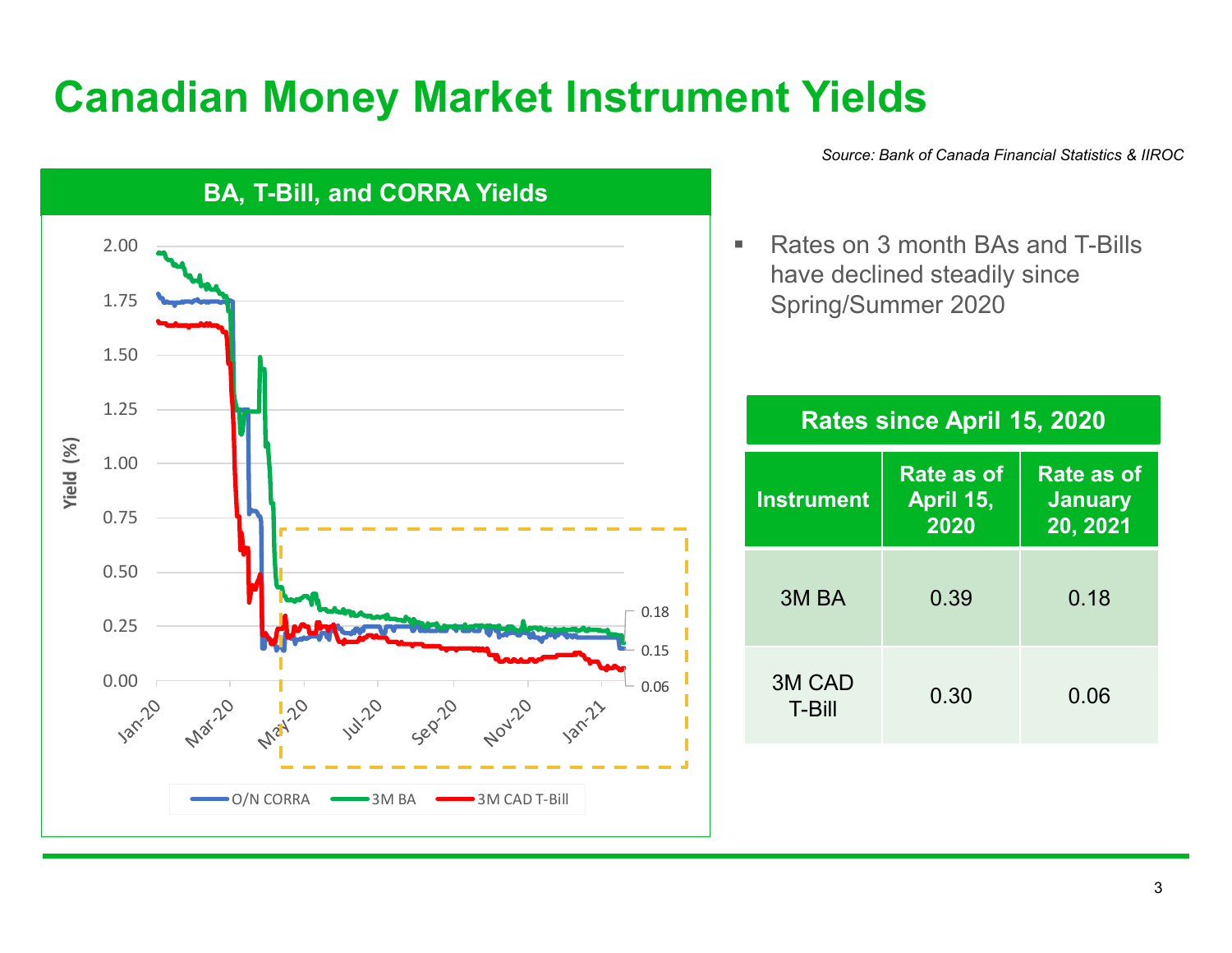# Canadian Money Market Instrument Yields

*Source: Bank of Canada Financial Statistics & IIROC*

**BA, T-Bill, and CORRA Yields**

Yield (%)

2.00
1.75
1.50
1.25
1.00
0.75
0.50
0.25
0.00

Jan-20
Mar-20
May-20
Jul-20
Sep-20
Nov-20
Jan-21

0.18
0.15
0.06

O/N CORRA
3M BA
3M CAD T-Bill

- Rates on 3 month BAs and T-Bills have declined steadily since Spring/Summer 2020

**Rates since April 15, 2020**

| Instrument | Rate as of April 15, 2020 | Rate as of January 20, 2021 |
|---|---|---|
| 3M BA | 0.39 | 0.18 |
| 3M CAD T-Bill | 0.30 | 0.06 |